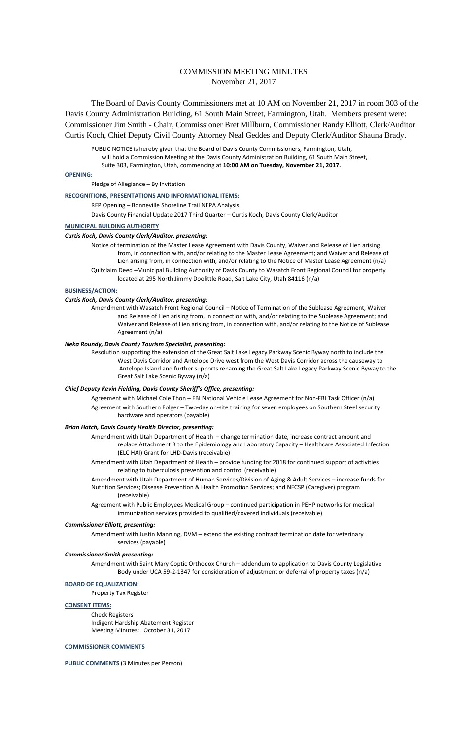# COMMISSION MEETING MINUTES
November 21, 2017

The Board of Davis County Commissioners met at 10 AM on November 21, 2017 in room 303 of the Davis County Administration Building, 61 South Main Street, Farmington, Utah. Members present were: Commissioner Jim Smith - Chair, Commissioner Bret Millburn, Commissioner Randy Elliott, Clerk/Auditor Curtis Koch, Chief Deputy Civil County Attorney Neal Geddes and Deputy Clerk/Auditor Shauna Brady.

PUBLIC NOTICE is hereby given that the Board of Davis County Commissioners, Farmington, Utah, will hold a Commission Meeting at the Davis County Administration Building, 61 South Main Street, Suite 303, Farmington, Utah, commencing at **10:00 AM on Tuesday, November 21, 2017.**

**OPENING:**

Pledge of Allegiance – By Invitation

**RECOGNITIONS, PRESENTATIONS AND INFORMATIONAL ITEMS:**

RFP Opening – Bonneville Shoreline Trail NEPA Analysis

Davis County Financial Update 2017 Third Quarter – Curtis Koch, Davis County Clerk/Auditor

**MUNICIPAL BUILDING AUTHORITY**

***Curtis Koch, Davis County Clerk/Auditor, presenting:***

Notice of termination of the Master Lease Agreement with Davis County, Waiver and Release of Lien arising from, in connection with, and/or relating to the Master Lease Agreement; and Waiver and Release of Lien arising from, in connection with, and/or relating to the Notice of Master Lease Agreement (n/a)

Quitclaim Deed –Municipal Building Authority of Davis County to Wasatch Front Regional Council for property located at 295 North Jimmy Doolittle Road, Salt Lake City, Utah 84116 (n/a)

**BUSINESS/ACTION:**

***Curtis Koch, Davis County Clerk/Auditor, presenting:***

Amendment with Wasatch Front Regional Council – Notice of Termination of the Sublease Agreement, Waiver and Release of Lien arising from, in connection with, and/or relating to the Sublease Agreement; and Waiver and Release of Lien arising from, in connection with, and/or relating to the Notice of Sublease Agreement (n/a)

***Neka Roundy, Davis County Tourism Specialist, presenting:***

Resolution supporting the extension of the Great Salt Lake Legacy Parkway Scenic Byway north to include the West Davis Corridor and Antelope Drive west from the West Davis Corridor across the causeway to Antelope Island and further supports renaming the Great Salt Lake Legacy Parkway Scenic Byway to the Great Salt Lake Scenic Byway (n/a)

***Chief Deputy Kevin Fielding, Davis County Sheriff's Office, presenting:***

Agreement with Michael Cole Thon – FBI National Vehicle Lease Agreement for Non-FBI Task Officer (n/a)

Agreement with Southern Folger – Two-day on-site training for seven employees on Southern Steel security hardware and operators (payable)

***Brian Hatch, Davis County Health Director, presenting:***

Amendment with Utah Department of Health – change termination date, increase contract amount and replace Attachment B to the Epidemiology and Laboratory Capacity – Healthcare Associated Infection (ELC HAI) Grant for LHD-Davis (receivable)

Amendment with Utah Department of Health – provide funding for 2018 for continued support of activities relating to tuberculosis prevention and control (receivable)

Amendment with Utah Department of Human Services/Division of Aging & Adult Services – increase funds for Nutrition Services; Disease Prevention & Health Promotion Services; and NFCSP (Caregiver) program (receivable)

Agreement with Public Employees Medical Group – continued participation in PEHP networks for medical immunization services provided to qualified/covered individuals (receivable)

***Commissioner Elliott, presenting:***

Amendment with Justin Manning, DVM – extend the existing contract termination date for veterinary services (payable)

***Commissioner Smith presenting:***

Amendment with Saint Mary Coptic Orthodox Church – addendum to application to Davis County Legislative Body under UCA 59-2-1347 for consideration of adjustment or deferral of property taxes (n/a)

**BOARD OF EQUALIZATION:**

Property Tax Register

**CONSENT ITEMS:**

Check Registers
Indigent Hardship Abatement Register
Meeting Minutes: October 31, 2017

**COMMISSIONER COMMENTS**

**PUBLIC COMMENTS** (3 Minutes per Person)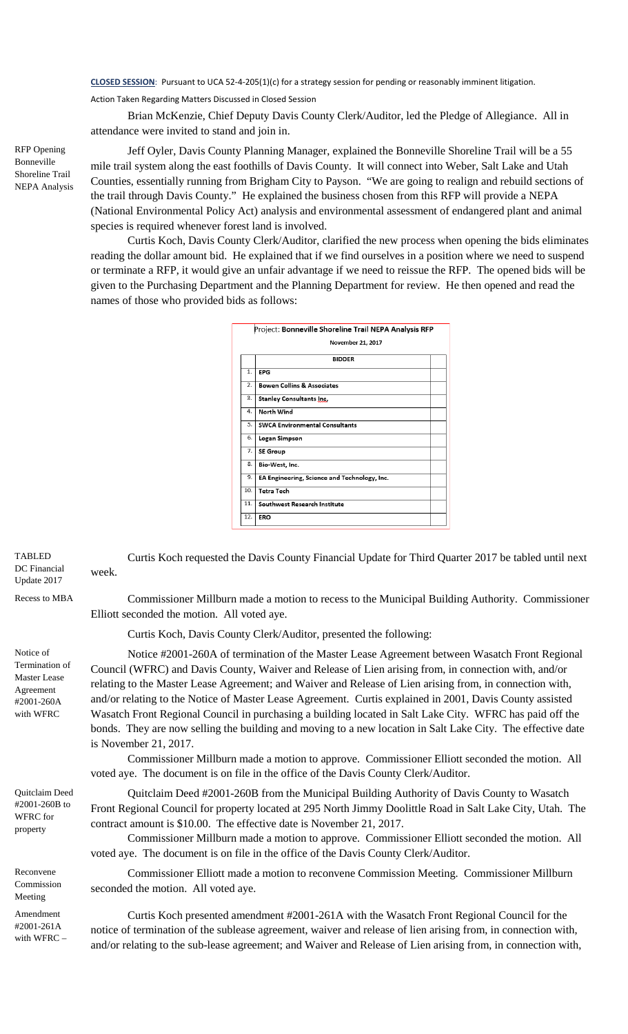**CLOSED SESSION**: Pursuant to UCA 52-4-205(1)(c) for a strategy session for pending or reasonably imminent litigation.

Action Taken Regarding Matters Discussed in Closed Session

Brian McKenzie, Chief Deputy Davis County Clerk/Auditor, led the Pledge of Allegiance. All in attendance were invited to stand and join in.

RFP Opening Bonneville Shoreline Trail NEPA Analysis

Jeff Oyler, Davis County Planning Manager, explained the Bonneville Shoreline Trail will be a 55 mile trail system along the east foothills of Davis County. It will connect into Weber, Salt Lake and Utah Counties, essentially running from Brigham City to Payson. "We are going to realign and rebuild sections of the trail through Davis County." He explained the business chosen from this RFP will provide a NEPA (National Environmental Policy Act) analysis and environmental assessment of endangered plant and animal species is required whenever forest land is involved.

Curtis Koch, Davis County Clerk/Auditor, clarified the new process when opening the bids eliminates reading the dollar amount bid. He explained that if we find ourselves in a position where we need to suspend or terminate a RFP, it would give an unfair advantage if we need to reissue the RFP. The opened bids will be given to the Purchasing Department and the Planning Department for review. He then opened and read the names of those who provided bids as follows:

Project: **Bonneville Shoreline Trail NEPA Analysis RFP**

**November 21, 2017**

| | **BIDDER** | |
|---|---|---|
| 1. | **EPG** | |
| 2. | **Bowen Collins & Associates** | |
| 3. | **Stanley Consultants Inc,** | |
| 4. | **North Wind** | |
| 5. | **SWCA Environmental Consultants** | |
| 6. | **Logan Simpson** | |
| 7. | **SE Group** | |
| 8. | **Bio-West, Inc.** | |
| 9. | **EA Engineering, Science and Technology, Inc.** | |
| 10. | **Tetra Tech** | |
| 11. | **Southwest Research Institute** | |
| 12. | **ERO** | |

TABLED DC Financial Update 2017

Curtis Koch requested the Davis County Financial Update for Third Quarter 2017 be tabled until next week.

Recess to MBA

Commissioner Millburn made a motion to recess to the Municipal Building Authority. Commissioner Elliott seconded the motion. All voted aye.

Curtis Koch, Davis County Clerk/Auditor, presented the following:

Notice of Termination of Master Lease Agreement #2001-260A with WFRC

Notice #2001-260A of termination of the Master Lease Agreement between Wasatch Front Regional Council (WFRC) and Davis County, Waiver and Release of Lien arising from, in connection with, and/or relating to the Master Lease Agreement; and Waiver and Release of Lien arising from, in connection with, and/or relating to the Notice of Master Lease Agreement. Curtis explained in 2001, Davis County assisted Wasatch Front Regional Council in purchasing a building located in Salt Lake City. WFRC has paid off the bonds. They are now selling the building and moving to a new location in Salt Lake City. The effective date is November 21, 2017.

Commissioner Millburn made a motion to approve. Commissioner Elliott seconded the motion. All voted aye. The document is on file in the office of the Davis County Clerk/Auditor.

Quitclaim Deed #2001-260B to WFRC for property

Quitclaim Deed #2001-260B from the Municipal Building Authority of Davis County to Wasatch Front Regional Council for property located at 295 North Jimmy Doolittle Road in Salt Lake City, Utah. The contract amount is $10.00. The effective date is November 21, 2017.

Commissioner Millburn made a motion to approve. Commissioner Elliott seconded the motion. All voted aye. The document is on file in the office of the Davis County Clerk/Auditor.

Reconvene Commission Meeting

Commissioner Elliott made a motion to reconvene Commission Meeting. Commissioner Millburn seconded the motion. All voted aye.

Amendment #2001-261A with WFRC –

Curtis Koch presented amendment #2001-261A with the Wasatch Front Regional Council for the notice of termination of the sublease agreement, waiver and release of lien arising from, in connection with, and/or relating to the sub-lease agreement; and Waiver and Release of Lien arising from, in connection with,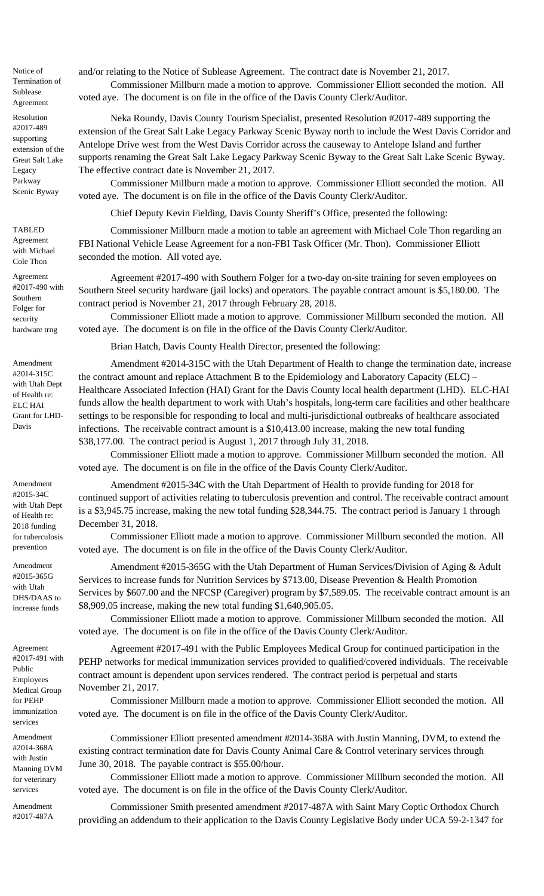**Notice of Termination of Sublease Agreement**

and/or relating to the Notice of Sublease Agreement. The contract date is November 21, 2017.

Commissioner Millburn made a motion to approve. Commissioner Elliott seconded the motion. All voted aye. The document is on file in the office of the Davis County Clerk/Auditor.

**Resolution #2017-489 supporting extension of the Great Salt Lake Legacy Parkway Scenic Byway**

Neka Roundy, Davis County Tourism Specialist, presented Resolution #2017-489 supporting the extension of the Great Salt Lake Legacy Parkway Scenic Byway north to include the West Davis Corridor and Antelope Drive west from the West Davis Corridor across the causeway to Antelope Island and further supports renaming the Great Salt Lake Legacy Parkway Scenic Byway to the Great Salt Lake Scenic Byway. The effective contract date is November 21, 2017.

Commissioner Millburn made a motion to approve. Commissioner Elliott seconded the motion. All voted aye. The document is on file in the office of the Davis County Clerk/Auditor.

Chief Deputy Kevin Fielding, Davis County Sheriff's Office, presented the following:

**TABLED Agreement with Michael Cole Thon**

Commissioner Millburn made a motion to table an agreement with Michael Cole Thon regarding an FBI National Vehicle Lease Agreement for a non-FBI Task Officer (Mr. Thon). Commissioner Elliott seconded the motion. All voted aye.

**Agreement #2017-490 with Southern Folger for security hardware trng**

Agreement #2017-490 with Southern Folger for a two-day on-site training for seven employees on Southern Steel security hardware (jail locks) and operators. The payable contract amount is $5,180.00. The contract period is November 21, 2017 through February 28, 2018.

Commissioner Elliott made a motion to approve. Commissioner Millburn seconded the motion. All voted aye. The document is on file in the office of the Davis County Clerk/Auditor.

Brian Hatch, Davis County Health Director, presented the following:

**Amendment #2014-315C with Utah Dept of Health re: ELC HAI Grant for LHD-Davis**

Amendment #2014-315C with the Utah Department of Health to change the termination date, increase the contract amount and replace Attachment B to the Epidemiology and Laboratory Capacity (ELC) – Healthcare Associated Infection (HAI) Grant for the Davis County local health department (LHD). ELC-HAI funds allow the health department to work with Utah's hospitals, long-term care facilities and other healthcare settings to be responsible for responding to local and multi-jurisdictional outbreaks of healthcare associated infections. The receivable contract amount is a $10,413.00 increase, making the new total funding $38,177.00. The contract period is August 1, 2017 through July 31, 2018.

Commissioner Elliott made a motion to approve. Commissioner Millburn seconded the motion. All voted aye. The document is on file in the office of the Davis County Clerk/Auditor.

**Amendment #2015-34C with Utah Dept of Health re: 2018 funding for tuberculosis prevention**

Amendment #2015-34C with the Utah Department of Health to provide funding for 2018 for continued support of activities relating to tuberculosis prevention and control. The receivable contract amount is a $3,945.75 increase, making the new total funding $28,344.75. The contract period is January 1 through December 31, 2018.

Commissioner Elliott made a motion to approve. Commissioner Millburn seconded the motion. All voted aye. The document is on file in the office of the Davis County Clerk/Auditor.

**Amendment #2015-365G with Utah DHS/DAAS to increase funds**

Amendment #2015-365G with the Utah Department of Human Services/Division of Aging & Adult Services to increase funds for Nutrition Services by $713.00, Disease Prevention & Health Promotion Services by $607.00 and the NFCSP (Caregiver) program by $7,589.05. The receivable contract amount is an $8,909.05 increase, making the new total funding $1,640,905.05.

Commissioner Elliott made a motion to approve. Commissioner Millburn seconded the motion. All voted aye. The document is on file in the office of the Davis County Clerk/Auditor.

**Agreement #2017-491 with Public Employees Medical Group for PEHP immunization services**

Agreement #2017-491 with the Public Employees Medical Group for continued participation in the PEHP networks for medical immunization services provided to qualified/covered individuals. The receivable contract amount is dependent upon services rendered. The contract period is perpetual and starts November 21, 2017.

Commissioner Millburn made a motion to approve. Commissioner Elliott seconded the motion. All voted aye. The document is on file in the office of the Davis County Clerk/Auditor.

**Amendment #2014-368A with Justin Manning DVM for veterinary services**

Commissioner Elliott presented amendment #2014-368A with Justin Manning, DVM, to extend the existing contract termination date for Davis County Animal Care & Control veterinary services through June 30, 2018. The payable contract is $55.00/hour.

Commissioner Elliott made a motion to approve. Commissioner Millburn seconded the motion. All voted aye. The document is on file in the office of the Davis County Clerk/Auditor.

**Amendment #2017-487A**

Commissioner Smith presented amendment #2017-487A with Saint Mary Coptic Orthodox Church providing an addendum to their application to the Davis County Legislative Body under UCA 59-2-1347 for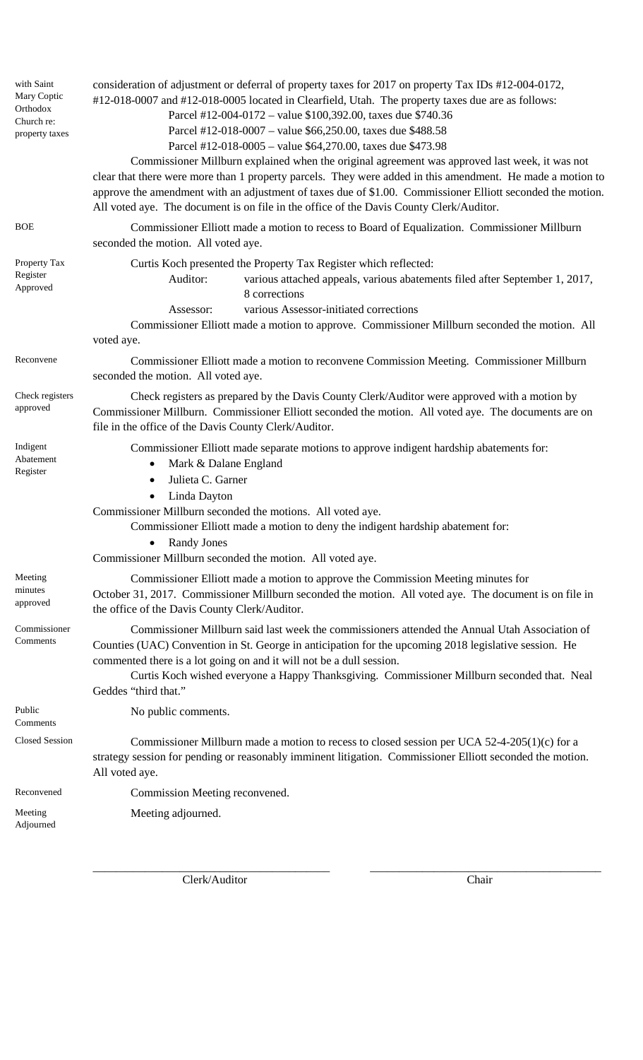with Saint Mary Coptic Orthodox Church re: property taxes

consideration of adjustment or deferral of property taxes for 2017 on property Tax IDs #12-004-0172, #12-018-0007 and #12-018-0005 located in Clearfield, Utah. The property taxes due are as follows:

Parcel #12-004-0172 – value $100,392.00, taxes due $740.36
Parcel #12-018-0007 – value $66,250.00, taxes due $488.58
Parcel #12-018-0005 – value $64,270.00, taxes due $473.98

Commissioner Millburn explained when the original agreement was approved last week, it was not clear that there were more than 1 property parcels. They were added in this amendment. He made a motion to approve the amendment with an adjustment of taxes due of $1.00. Commissioner Elliott seconded the motion. All voted aye. The document is on file in the office of the Davis County Clerk/Auditor.

BOE

Commissioner Elliott made a motion to recess to Board of Equalization. Commissioner Millburn seconded the motion. All voted aye.

Property Tax Register Approved

Curtis Koch presented the Property Tax Register which reflected:

| | |
|---|---|
| Auditor: | various attached appeals, various abatements filed after September 1, 2017, 8 corrections |
| Assessor: | various Assessor-initiated corrections |

Commissioner Elliott made a motion to approve. Commissioner Millburn seconded the motion. All voted aye.

Reconvene

Commissioner Elliott made a motion to reconvene Commission Meeting. Commissioner Millburn seconded the motion. All voted aye.

Check registers approved

Check registers as prepared by the Davis County Clerk/Auditor were approved with a motion by Commissioner Millburn. Commissioner Elliott seconded the motion. All voted aye. The documents are on file in the office of the Davis County Clerk/Auditor.

Indigent Abatement Register

Commissioner Elliott made separate motions to approve indigent hardship abatements for:

- Mark & Dalane England
- Julieta C. Garner
- Linda Dayton

Commissioner Millburn seconded the motions. All voted aye.

Commissioner Elliott made a motion to deny the indigent hardship abatement for:

- Randy Jones

Commissioner Millburn seconded the motion. All voted aye.

Meeting minutes approved

Commissioner Elliott made a motion to approve the Commission Meeting minutes for October 31, 2017. Commissioner Millburn seconded the motion. All voted aye. The document is on file in the office of the Davis County Clerk/Auditor.

Commissioner Comments

Commissioner Millburn said last week the commissioners attended the Annual Utah Association of Counties (UAC) Convention in St. George in anticipation for the upcoming 2018 legislative session. He commented there is a lot going on and it will not be a dull session.

Curtis Koch wished everyone a Happy Thanksgiving. Commissioner Millburn seconded that. Neal Geddes "third that."

Public Comments

No public comments.

Closed Session

Commissioner Millburn made a motion to recess to closed session per UCA 52-4-205(1)(c) for a strategy session for pending or reasonably imminent litigation. Commissioner Elliott seconded the motion. All voted aye.

Reconvened

Commission Meeting reconvened.

Meeting Adjourned

Meeting adjourned.

_________________________________ Clerk/Auditor

_________________________________ Chair